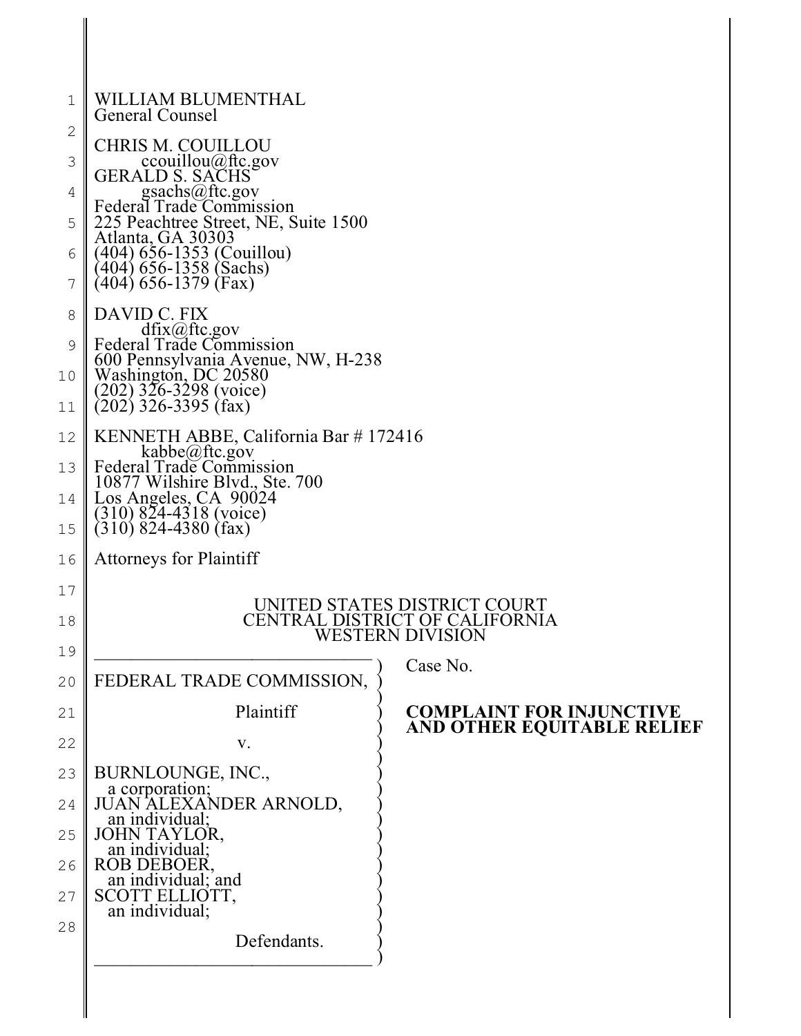WILLIAM BLUMENTHAL
General Counsel

CHRIS M. COUILLOU
ccouillou@ftc.gov
GERALD S. SACHS
gsachs@ftc.gov
Federal Trade Commission
225 Peachtree Street, NE, Suite 1500
Atlanta, GA 30303
(404) 656-1353 (Couillou)
(404) 656-1358 (Sachs)
(404) 656-1379 (Fax)

DAVID C. FIX
dfix@ftc.gov
Federal Trade Commission
600 Pennsylvania Avenue, NW, H-238
Washington, DC 20580
(202) 326-3298 (voice)
(202) 326-3395 (fax)

KENNETH ABBE, California Bar # 172416
kabbe@ftc.gov
Federal Trade Commission
10877 Wilshire Blvd., Ste. 700
Los Angeles, CA 90024
(310) 824-4318 (voice)
(310) 824-4380 (fax)

Attorneys for Plaintiff

UNITED STATES DISTRICT COURT
CENTRAL DISTRICT OF CALIFORNIA
WESTERN DIVISION

FEDERAL TRADE COMMISSION,

Plaintiff

v.

BURNLOUNGE, INC.,
a corporation;
JUAN ALEXANDER ARNOLD,
an individual;
JOHN TAYLOR,
an individual;
ROB DEBOER,
an individual; and
SCOTT ELLIOTT,
an individual;

Defendants.

Case No.

**COMPLAINT FOR INJUNCTIVE AND OTHER EQUITABLE RELIEF**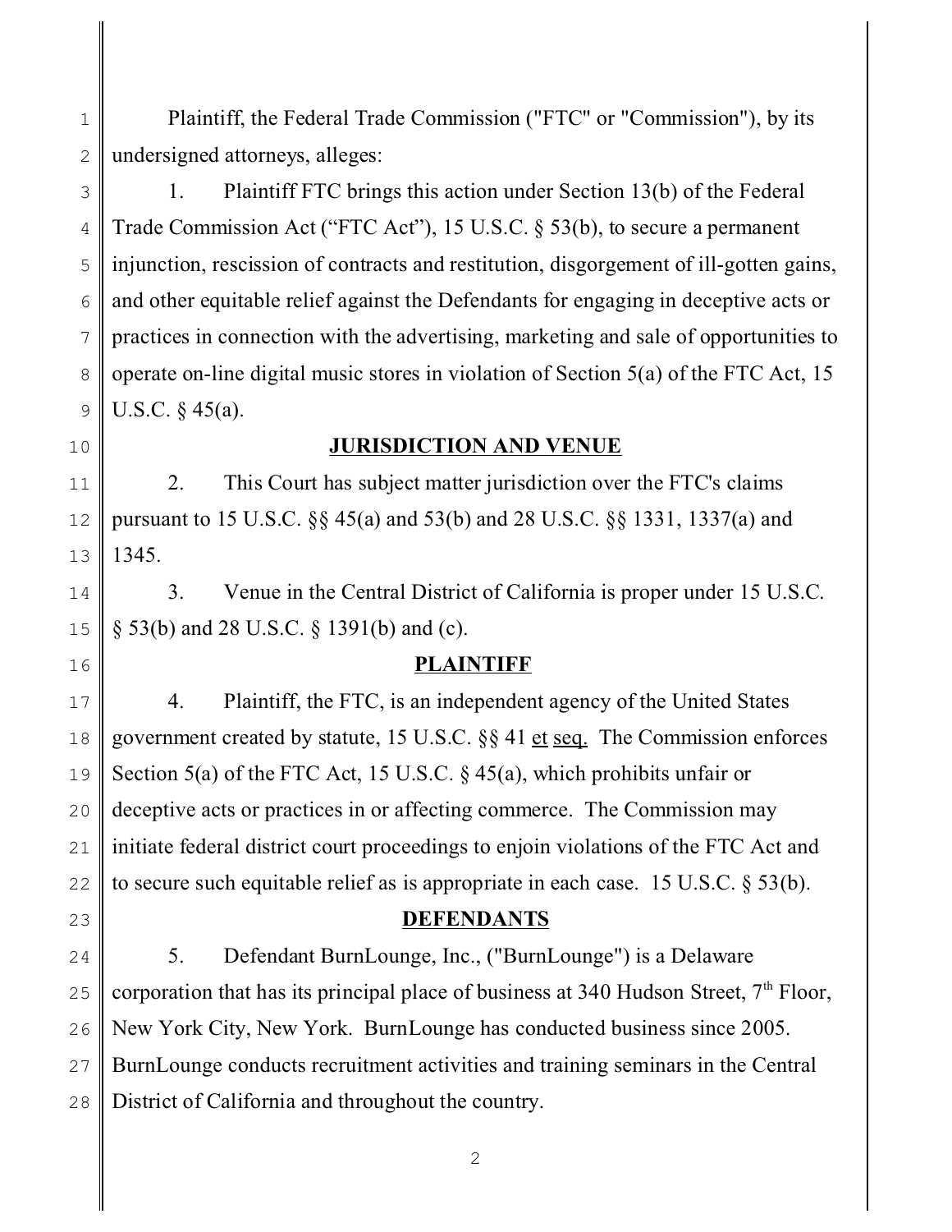Plaintiff, the Federal Trade Commission ("FTC" or "Commission"), by its undersigned attorneys, alleges:

1. Plaintiff FTC brings this action under Section 13(b) of the Federal Trade Commission Act ("FTC Act"), 15 U.S.C. § 53(b), to secure a permanent injunction, rescission of contracts and restitution, disgorgement of ill-gotten gains, and other equitable relief against the Defendants for engaging in deceptive acts or practices in connection with the advertising, marketing and sale of opportunities to operate on-line digital music stores in violation of Section 5(a) of the FTC Act, 15 U.S.C. § 45(a).

## JURISDICTION AND VENUE

2. This Court has subject matter jurisdiction over the FTC's claims pursuant to 15 U.S.C. §§ 45(a) and 53(b) and 28 U.S.C. §§ 1331, 1337(a) and 1345.

3. Venue in the Central District of California is proper under 15 U.S.C. § 53(b) and 28 U.S.C. § 1391(b) and (c).

## PLAINTIFF

4. Plaintiff, the FTC, is an independent agency of the United States government created by statute, 15 U.S.C. §§ 41 et seq. The Commission enforces Section 5(a) of the FTC Act, 15 U.S.C. § 45(a), which prohibits unfair or deceptive acts or practices in or affecting commerce. The Commission may initiate federal district court proceedings to enjoin violations of the FTC Act and to secure such equitable relief as is appropriate in each case. 15 U.S.C. § 53(b).

## DEFENDANTS

5. Defendant BurnLounge, Inc., ("BurnLounge") is a Delaware corporation that has its principal place of business at 340 Hudson Street, 7th Floor, New York City, New York. BurnLounge has conducted business since 2005. BurnLounge conducts recruitment activities and training seminars in the Central District of California and throughout the country.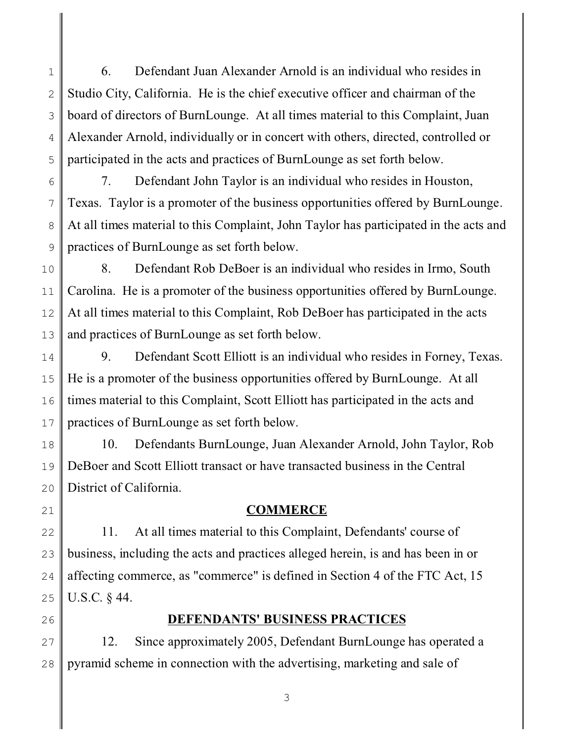6. Defendant Juan Alexander Arnold is an individual who resides in Studio City, California. He is the chief executive officer and chairman of the board of directors of BurnLounge. At all times material to this Complaint, Juan Alexander Arnold, individually or in concert with others, directed, controlled or participated in the acts and practices of BurnLounge as set forth below.

7. Defendant John Taylor is an individual who resides in Houston, Texas. Taylor is a promoter of the business opportunities offered by BurnLounge. At all times material to this Complaint, John Taylor has participated in the acts and practices of BurnLounge as set forth below.

8. Defendant Rob DeBoer is an individual who resides in Irmo, South Carolina. He is a promoter of the business opportunities offered by BurnLounge. At all times material to this Complaint, Rob DeBoer has participated in the acts and practices of BurnLounge as set forth below.

9. Defendant Scott Elliott is an individual who resides in Forney, Texas. He is a promoter of the business opportunities offered by BurnLounge. At all times material to this Complaint, Scott Elliott has participated in the acts and practices of BurnLounge as set forth below.

10. Defendants BurnLounge, Juan Alexander Arnold, John Taylor, Rob DeBoer and Scott Elliott transact or have transacted business in the Central District of California.

## COMMERCE

11. At all times material to this Complaint, Defendants' course of business, including the acts and practices alleged herein, is and has been in or affecting commerce, as "commerce" is defined in Section 4 of the FTC Act, 15 U.S.C. § 44.

## DEFENDANTS' BUSINESS PRACTICES

12. Since approximately 2005, Defendant BurnLounge has operated a pyramid scheme in connection with the advertising, marketing and sale of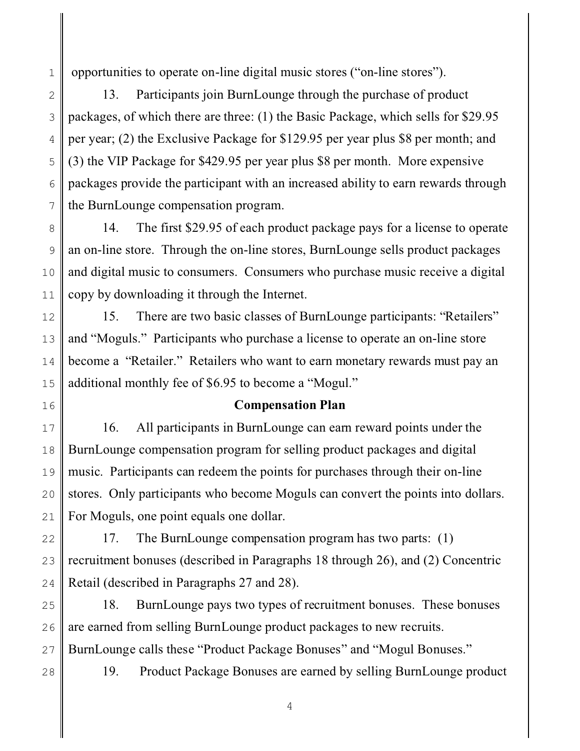opportunities to operate on-line digital music stores ("on-line stores").

13. Participants join BurnLounge through the purchase of product packages, of which there are three: (1) the Basic Package, which sells for $29.95 per year; (2) the Exclusive Package for $129.95 per year plus $8 per month; and (3) the VIP Package for $429.95 per year plus $8 per month. More expensive packages provide the participant with an increased ability to earn rewards through the BurnLounge compensation program.

14. The first $29.95 of each product package pays for a license to operate an on-line store. Through the on-line stores, BurnLounge sells product packages and digital music to consumers. Consumers who purchase music receive a digital copy by downloading it through the Internet.

15. There are two basic classes of BurnLounge participants: "Retailers" and "Moguls." Participants who purchase a license to operate an on-line store become a "Retailer." Retailers who want to earn monetary rewards must pay an additional monthly fee of $6.95 to become a "Mogul."

**Compensation Plan**

16. All participants in BurnLounge can earn reward points under the BurnLounge compensation program for selling product packages and digital music. Participants can redeem the points for purchases through their on-line stores. Only participants who become Moguls can convert the points into dollars. For Moguls, one point equals one dollar.

17. The BurnLounge compensation program has two parts: (1) recruitment bonuses (described in Paragraphs 18 through 26), and (2) Concentric Retail (described in Paragraphs 27 and 28).

18. BurnLounge pays two types of recruitment bonuses. These bonuses are earned from selling BurnLounge product packages to new recruits. BurnLounge calls these "Product Package Bonuses" and "Mogul Bonuses."

19. Product Package Bonuses are earned by selling BurnLounge product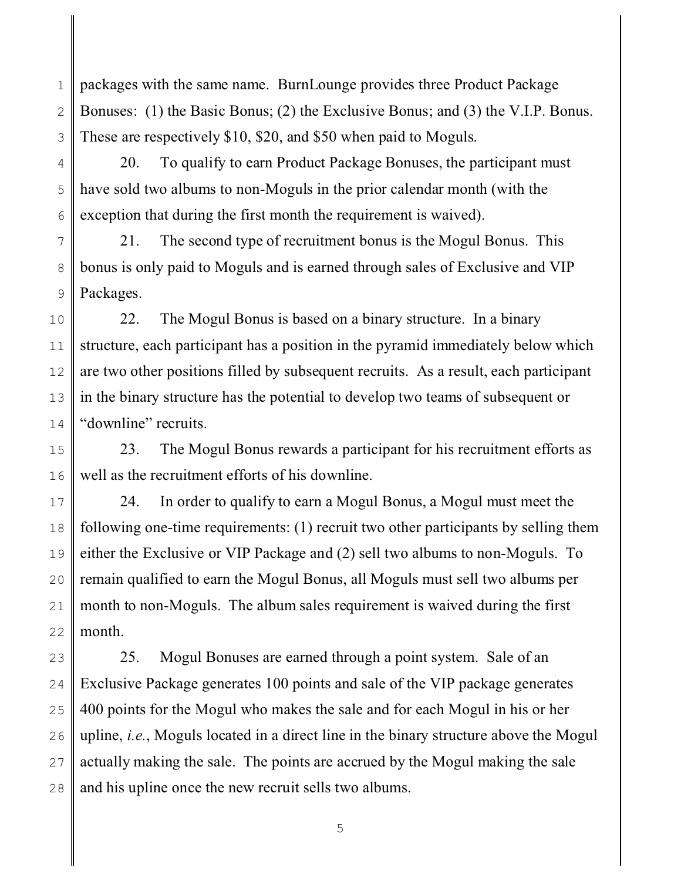packages with the same name. BurnLounge provides three Product Package Bonuses: (1) the Basic Bonus; (2) the Exclusive Bonus; and (3) the V.I.P. Bonus. These are respectively $10, $20, and $50 when paid to Moguls.

20. To qualify to earn Product Package Bonuses, the participant must have sold two albums to non-Moguls in the prior calendar month (with the exception that during the first month the requirement is waived).

21. The second type of recruitment bonus is the Mogul Bonus. This bonus is only paid to Moguls and is earned through sales of Exclusive and VIP Packages.

22. The Mogul Bonus is based on a binary structure. In a binary structure, each participant has a position in the pyramid immediately below which are two other positions filled by subsequent recruits. As a result, each participant in the binary structure has the potential to develop two teams of subsequent or "downline" recruits.

23. The Mogul Bonus rewards a participant for his recruitment efforts as well as the recruitment efforts of his downline.

24. In order to qualify to earn a Mogul Bonus, a Mogul must meet the following one-time requirements: (1) recruit two other participants by selling them either the Exclusive or VIP Package and (2) sell two albums to non-Moguls. To remain qualified to earn the Mogul Bonus, all Moguls must sell two albums per month to non-Moguls. The album sales requirement is waived during the first month.

25. Mogul Bonuses are earned through a point system. Sale of an Exclusive Package generates 100 points and sale of the VIP package generates 400 points for the Mogul who makes the sale and for each Mogul in his or her upline, *i.e.*, Moguls located in a direct line in the binary structure above the Mogul actually making the sale. The points are accrued by the Mogul making the sale and his upline once the new recruit sells two albums.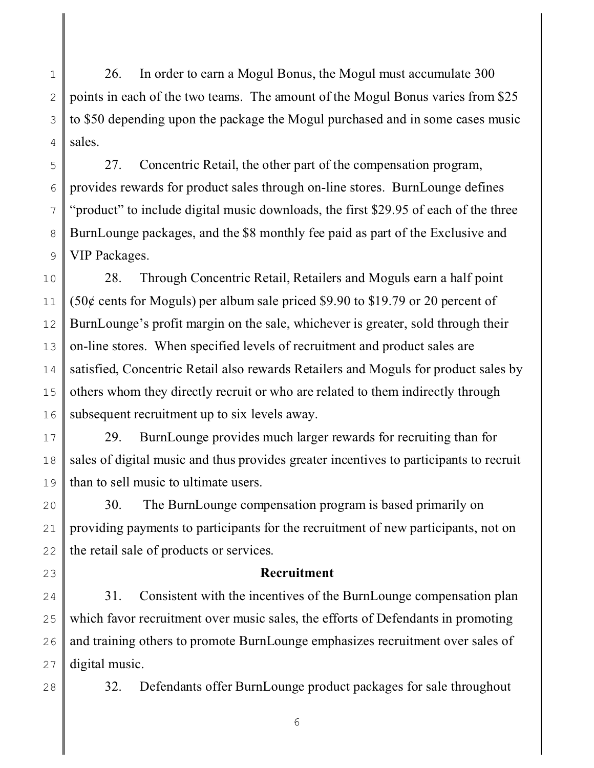26. In order to earn a Mogul Bonus, the Mogul must accumulate 300 points in each of the two teams. The amount of the Mogul Bonus varies from $25 to $50 depending upon the package the Mogul purchased and in some cases music sales.

27. Concentric Retail, the other part of the compensation program, provides rewards for product sales through on-line stores. BurnLounge defines "product" to include digital music downloads, the first $29.95 of each of the three BurnLounge packages, and the $8 monthly fee paid as part of the Exclusive and VIP Packages.

28. Through Concentric Retail, Retailers and Moguls earn a half point (50¢ cents for Moguls) per album sale priced $9.90 to $19.79 or 20 percent of BurnLounge's profit margin on the sale, whichever is greater, sold through their on-line stores. When specified levels of recruitment and product sales are satisfied, Concentric Retail also rewards Retailers and Moguls for product sales by others whom they directly recruit or who are related to them indirectly through subsequent recruitment up to six levels away.

29. BurnLounge provides much larger rewards for recruiting than for sales of digital music and thus provides greater incentives to participants to recruit than to sell music to ultimate users.

30. The BurnLounge compensation program is based primarily on providing payments to participants for the recruitment of new participants, not on the retail sale of products or services.

**Recruitment**

31. Consistent with the incentives of the BurnLounge compensation plan which favor recruitment over music sales, the efforts of Defendants in promoting and training others to promote BurnLounge emphasizes recruitment over sales of digital music.

32. Defendants offer BurnLounge product packages for sale throughout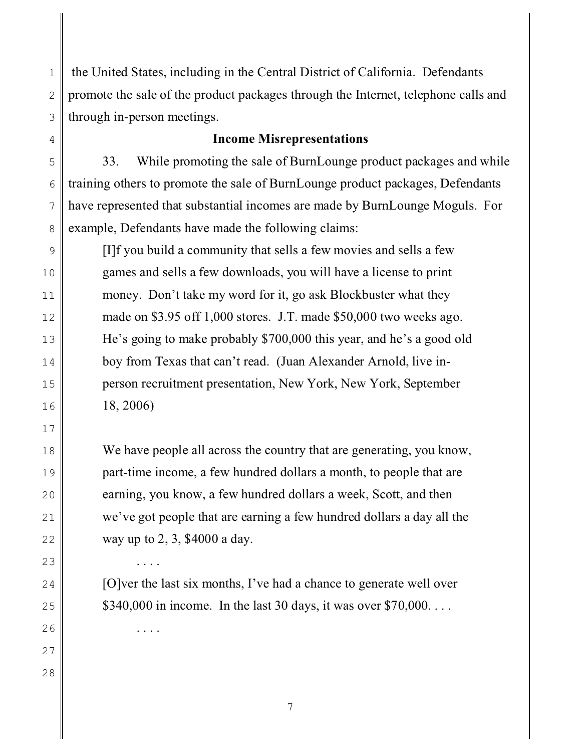the United States, including in the Central District of California. Defendants promote the sale of the product packages through the Internet, telephone calls and through in-person meetings.

## Income Misrepresentations

33. While promoting the sale of BurnLounge product packages and while training others to promote the sale of BurnLounge product packages, Defendants have represented that substantial incomes are made by BurnLounge Moguls. For example, Defendants have made the following claims:

> [I]f you build a community that sells a few movies and sells a few games and sells a few downloads, you will have a license to print money. Don't take my word for it, go ask Blockbuster what they made on $3.95 off 1,000 stores. J.T. made $50,000 two weeks ago. He's going to make probably $700,000 this year, and he's a good old boy from Texas that can't read. (Juan Alexander Arnold, live in-person recruitment presentation, New York, New York, September 18, 2006)
>
> We have people all across the country that are generating, you know, part-time income, a few hundred dollars a month, to people that are earning, you know, a few hundred dollars a week, Scott, and then we've got people that are earning a few hundred dollars a day all the way up to 2, 3, $4000 a day.
>
> . . . .
>
> [O]ver the last six months, I've had a chance to generate well over $340,000 in income. In the last 30 days, it was over $70,000. . . .
>
> . . . .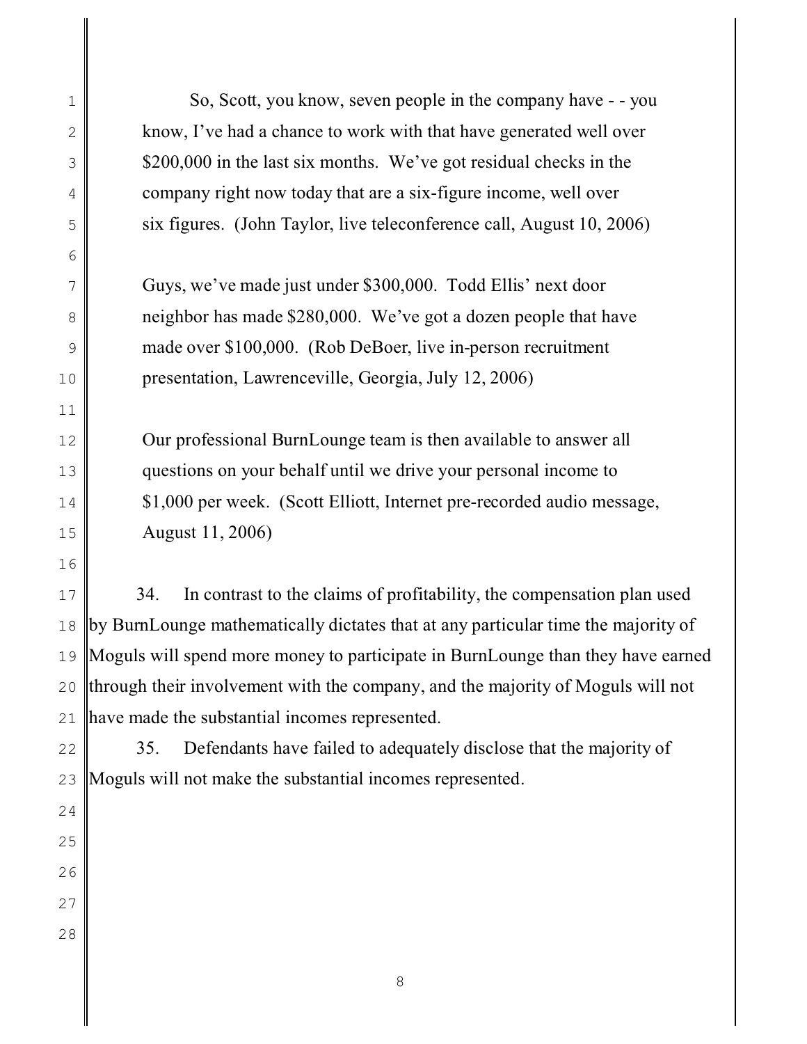> So, Scott, you know, seven people in the company have - - you know, I've had a chance to work with that have generated well over $200,000 in the last six months. We've got residual checks in the company right now today that are a six-figure income, well over six figures. (John Taylor, live teleconference call, August 10, 2006)

> Guys, we've made just under $300,000. Todd Ellis' next door neighbor has made $280,000. We've got a dozen people that have made over $100,000. (Rob DeBoer, live in-person recruitment presentation, Lawrenceville, Georgia, July 12, 2006)

> Our professional BurnLounge team is then available to answer all questions on your behalf until we drive your personal income to $1,000 per week. (Scott Elliott, Internet pre-recorded audio message, August 11, 2006)

34. In contrast to the claims of profitability, the compensation plan used by BurnLounge mathematically dictates that at any particular time the majority of Moguls will spend more money to participate in BurnLounge than they have earned through their involvement with the company, and the majority of Moguls will not have made the substantial incomes represented.

35. Defendants have failed to adequately disclose that the majority of Moguls will not make the substantial incomes represented.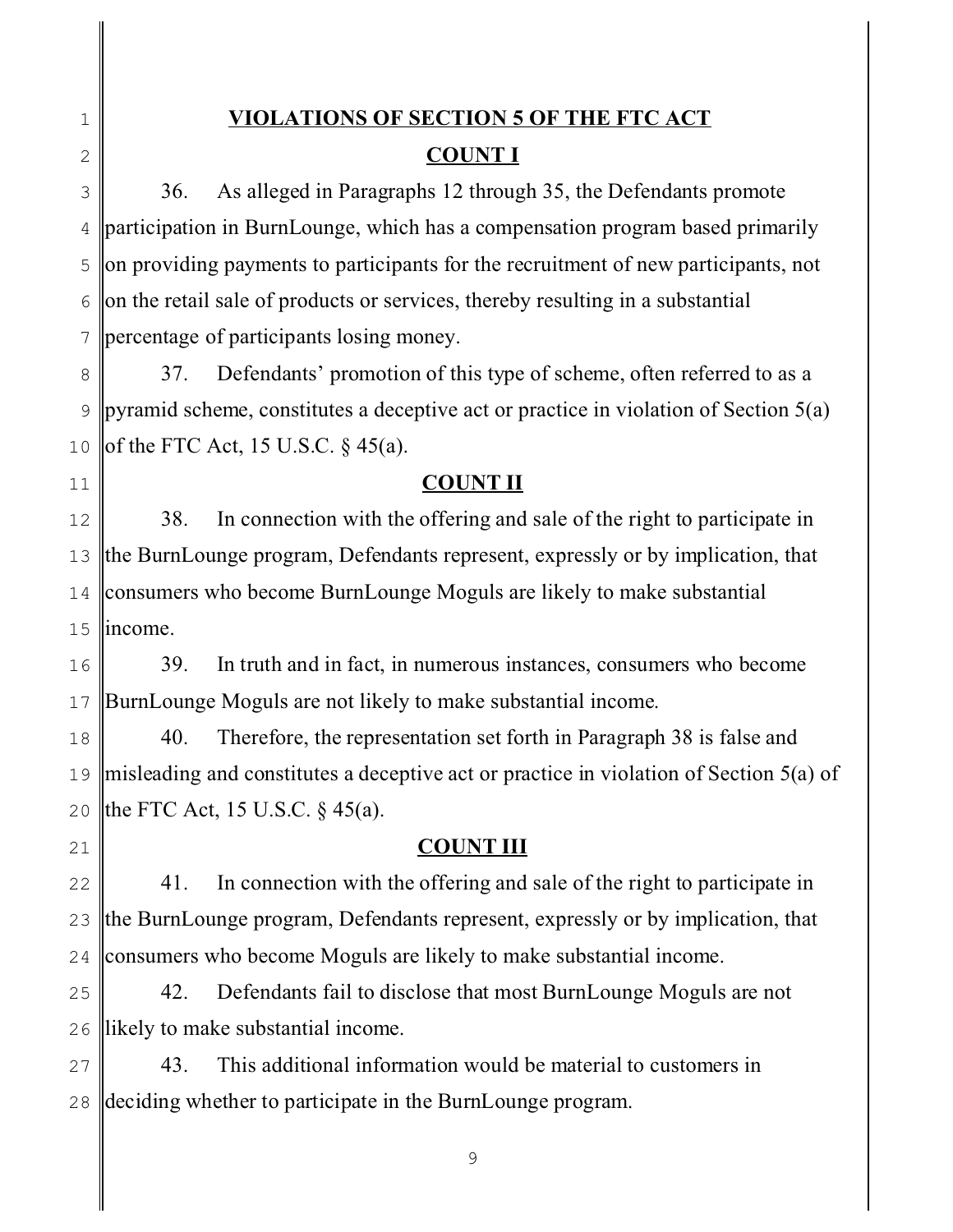## VIOLATIONS OF SECTION 5 OF THE FTC ACT

### COUNT I

36. As alleged in Paragraphs 12 through 35, the Defendants promote participation in BurnLounge, which has a compensation program based primarily on providing payments to participants for the recruitment of new participants, not on the retail sale of products or services, thereby resulting in a substantial percentage of participants losing money.

37. Defendants' promotion of this type of scheme, often referred to as a pyramid scheme, constitutes a deceptive act or practice in violation of Section 5(a) of the FTC Act, 15 U.S.C. § 45(a).

### COUNT II

38. In connection with the offering and sale of the right to participate in the BurnLounge program, Defendants represent, expressly or by implication, that consumers who become BurnLounge Moguls are likely to make substantial income.

39. In truth and in fact, in numerous instances, consumers who become BurnLounge Moguls are not likely to make substantial income.

40. Therefore, the representation set forth in Paragraph 38 is false and misleading and constitutes a deceptive act or practice in violation of Section 5(a) of the FTC Act, 15 U.S.C. § 45(a).

### COUNT III

41. In connection with the offering and sale of the right to participate in the BurnLounge program, Defendants represent, expressly or by implication, that consumers who become Moguls are likely to make substantial income.

42. Defendants fail to disclose that most BurnLounge Moguls are not likely to make substantial income.

43. This additional information would be material to customers in deciding whether to participate in the BurnLounge program.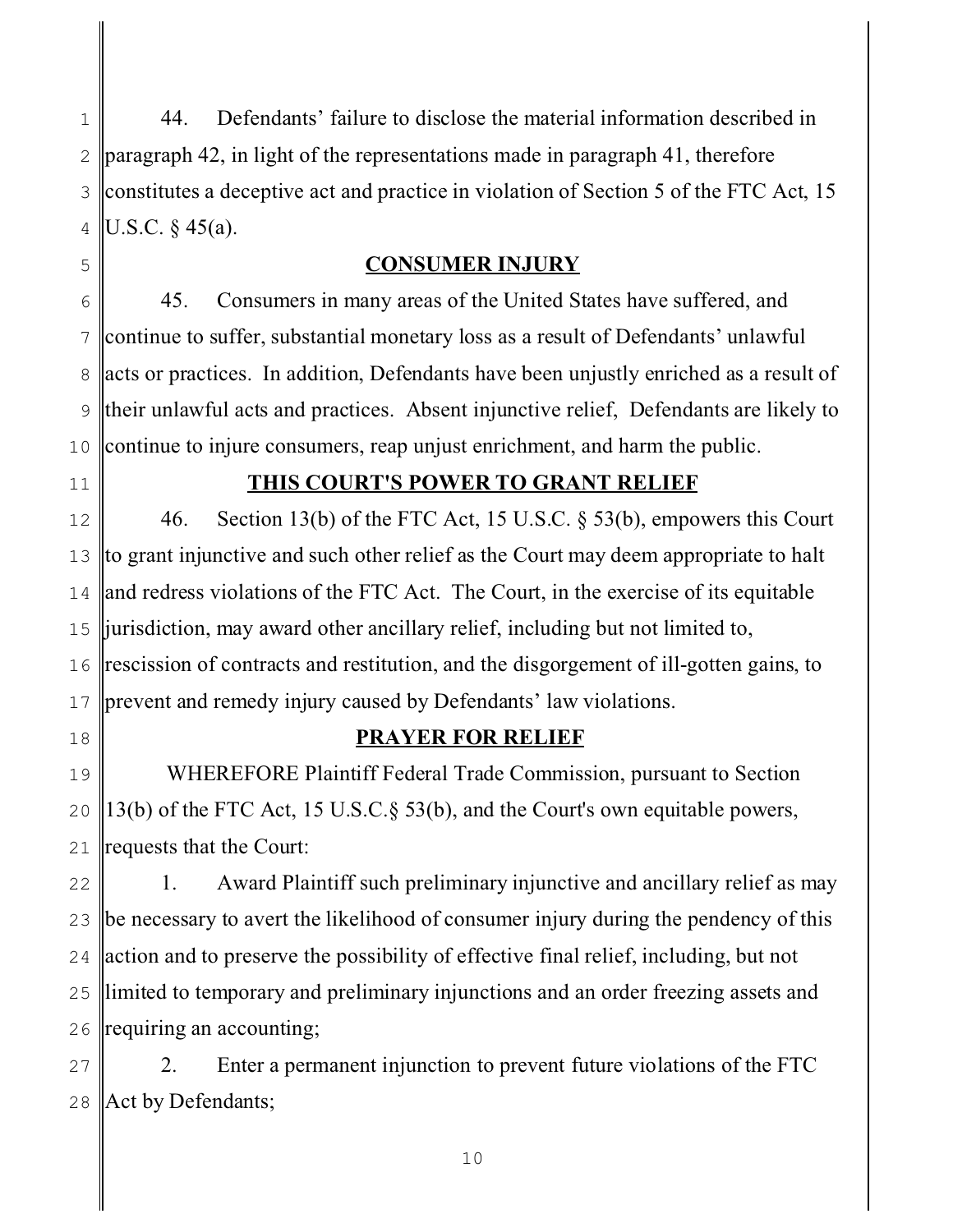44. Defendants' failure to disclose the material information described in paragraph 42, in light of the representations made in paragraph 41, therefore constitutes a deceptive act and practice in violation of Section 5 of the FTC Act, 15 U.S.C. § 45(a).

## CONSUMER INJURY

45. Consumers in many areas of the United States have suffered, and continue to suffer, substantial monetary loss as a result of Defendants' unlawful acts or practices. In addition, Defendants have been unjustly enriched as a result of their unlawful acts and practices. Absent injunctive relief, Defendants are likely to continue to injure consumers, reap unjust enrichment, and harm the public.

## THIS COURT'S POWER TO GRANT RELIEF

46. Section 13(b) of the FTC Act, 15 U.S.C. § 53(b), empowers this Court to grant injunctive and such other relief as the Court may deem appropriate to halt and redress violations of the FTC Act. The Court, in the exercise of its equitable jurisdiction, may award other ancillary relief, including but not limited to, rescission of contracts and restitution, and the disgorgement of ill-gotten gains, to prevent and remedy injury caused by Defendants' law violations.

## PRAYER FOR RELIEF

WHEREFORE Plaintiff Federal Trade Commission, pursuant to Section 13(b) of the FTC Act, 15 U.S.C.§ 53(b), and the Court's own equitable powers, requests that the Court:

1. Award Plaintiff such preliminary injunctive and ancillary relief as may be necessary to avert the likelihood of consumer injury during the pendency of this action and to preserve the possibility of effective final relief, including, but not limited to temporary and preliminary injunctions and an order freezing assets and requiring an accounting;

2. Enter a permanent injunction to prevent future violations of the FTC Act by Defendants;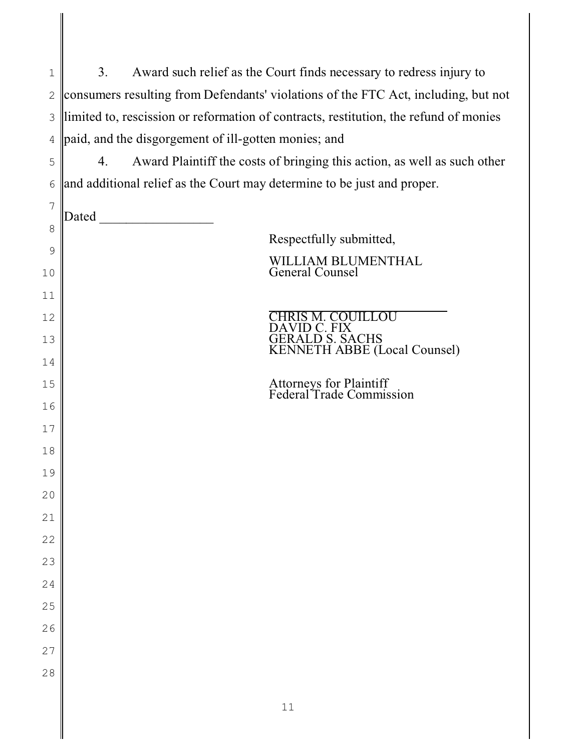3. Award such relief as the Court finds necessary to redress injury to consumers resulting from Defendants' violations of the FTC Act, including, but not limited to, rescission or reformation of contracts, restitution, the refund of monies paid, and the disgorgement of ill-gotten monies; and

4. Award Plaintiff the costs of bringing this action, as well as such other and additional relief as the Court may determine to be just and proper.

Dated \_\_\_\_\_\_\_\_\_\_\_\_\_\_\_\_\_

Respectfully submitted,

WILLIAM BLUMENTHAL
General Counsel

\_\_\_\_\_\_\_\_\_\_\_\_\_\_\_\_\_\_\_\_\_\_\_\_\_\_\_\_
CHRIS M. COUILLOU
DAVID C. FIX
GERALD S. SACHS
KENNETH ABBE (Local Counsel)

Attorneys for Plaintiff
Federal Trade Commission